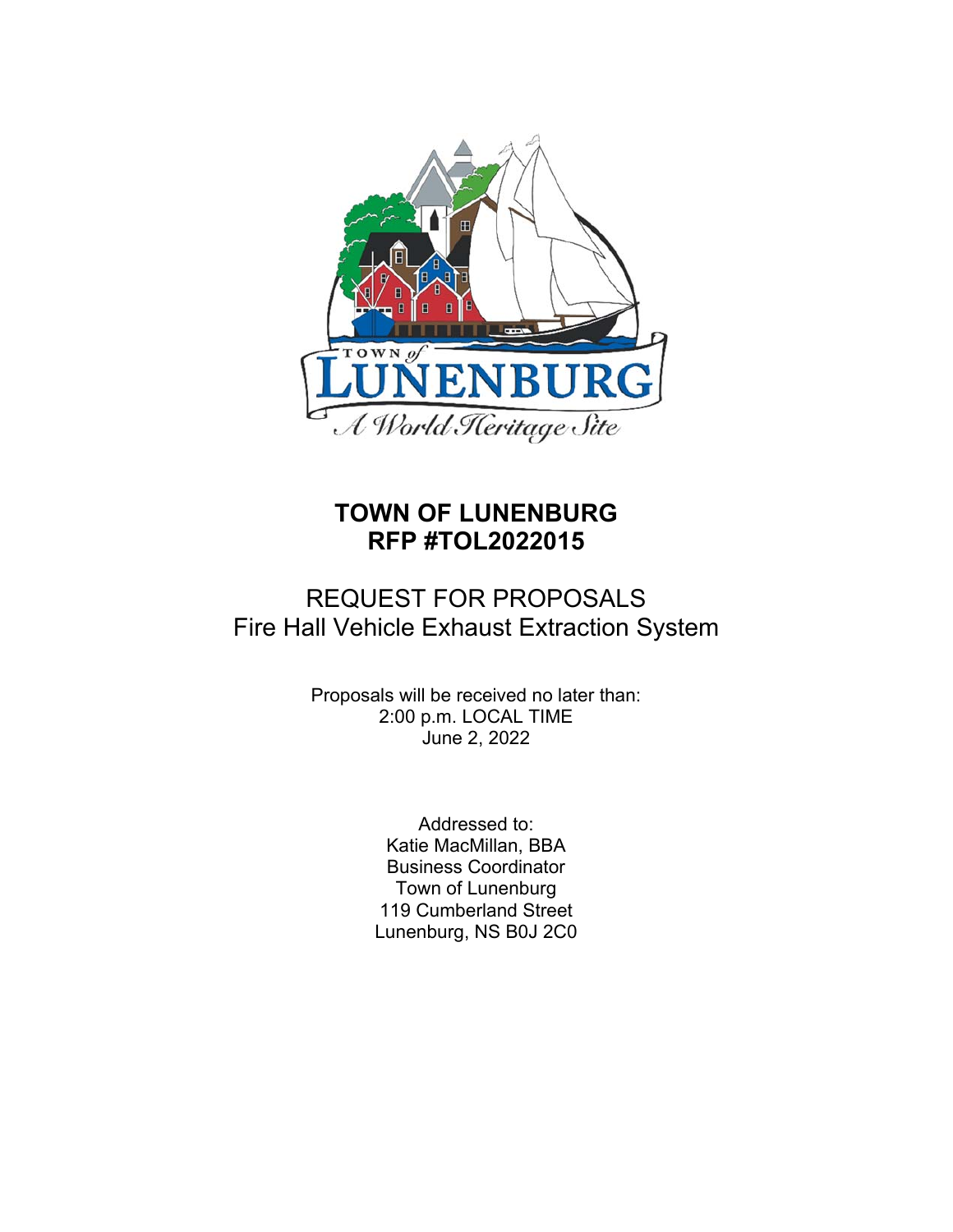# TOWN OF LUNENBURG
# RFP #TOL2022015

## REQUEST FOR PROPOSALS
## Fire Hall Vehicle Exhaust Extraction System

Proposals will be received no later than:
2:00 p.m. LOCAL TIME
June 2, 2022

Addressed to:
Katie MacMillan, BBA
Business Coordinator
Town of Lunenburg
119 Cumberland Street
Lunenburg, NS B0J 2C0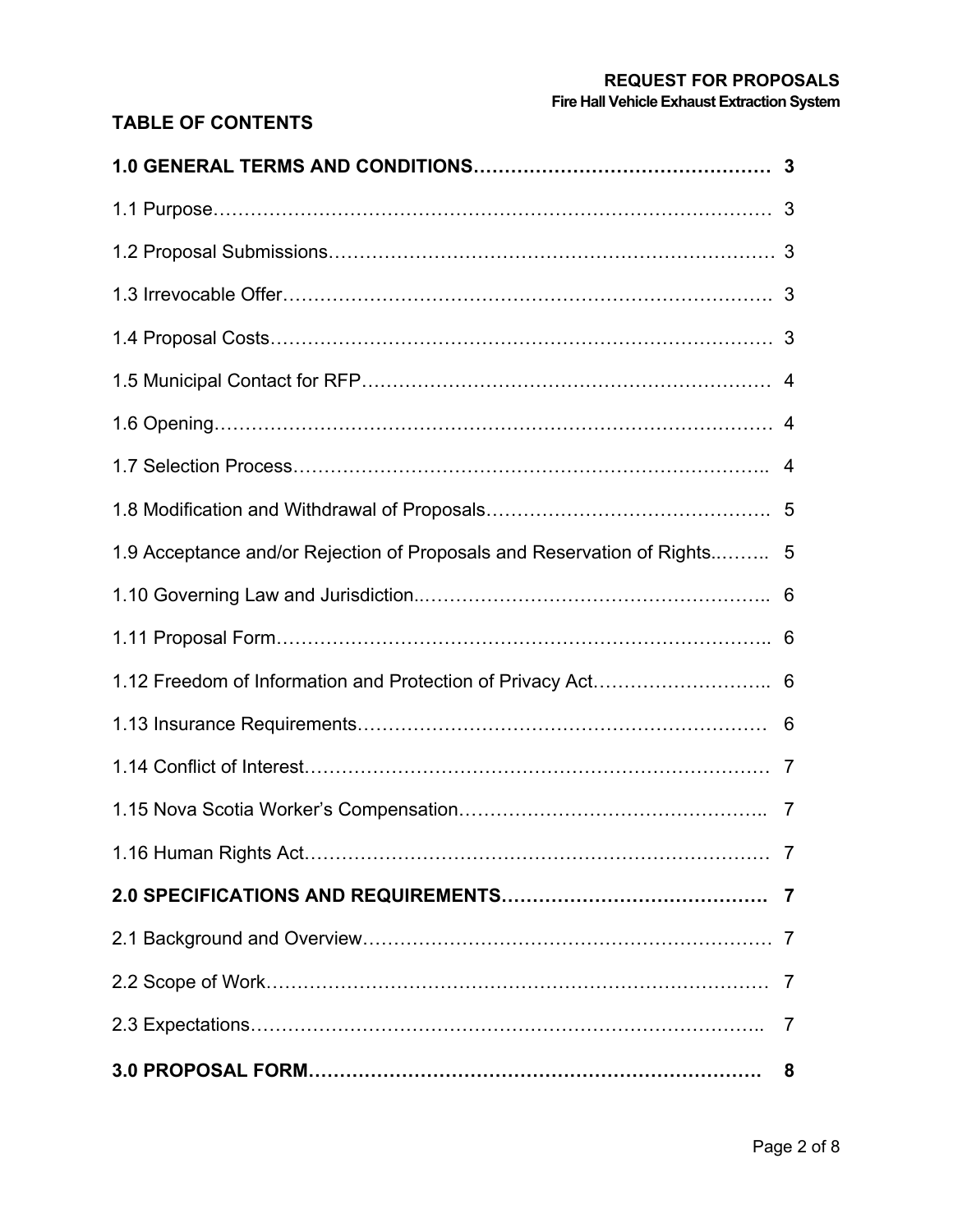## TABLE OF CONTENTS

| | |
|---|---|
| **1.0 GENERAL TERMS AND CONDITIONS** | **3** |
| 1.1 Purpose | 3 |
| 1.2 Proposal Submissions | 3 |
| 1.3 Irrevocable Offer | 3 |
| 1.4 Proposal Costs | 3 |
| 1.5 Municipal Contact for RFP | 4 |
| 1.6 Opening | 4 |
| 1.7 Selection Process | 4 |
| 1.8 Modification and Withdrawal of Proposals | 5 |
| 1.9 Acceptance and/or Rejection of Proposals and Reservation of Rights. | 5 |
| 1.10 Governing Law and Jurisdiction. | 6 |
| 1.11 Proposal Form | 6 |
| 1.12 Freedom of Information and Protection of Privacy Act | 6 |
| 1.13 Insurance Requirements | 6 |
| 1.14 Conflict of Interest | 7 |
| 1.15 Nova Scotia Worker's Compensation | 7 |
| 1.16 Human Rights Act | 7 |
| **2.0 SPECIFICATIONS AND REQUIREMENTS** | **7** |
| 2.1 Background and Overview | 7 |
| 2.2 Scope of Work | 7 |
| 2.3 Expectations | 7 |
| **3.0 PROPOSAL FORM** | **8** |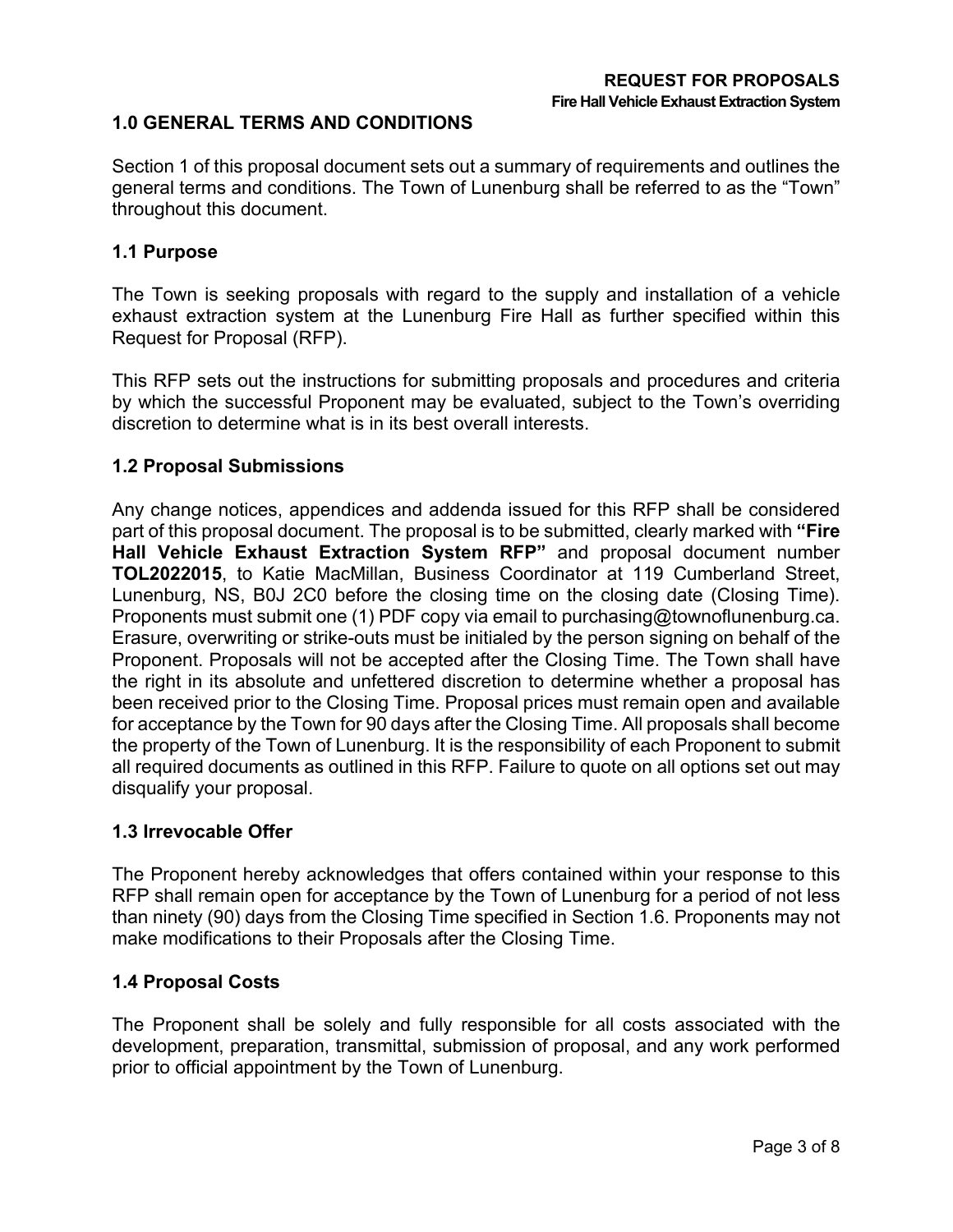## 1.0 GENERAL TERMS AND CONDITIONS

Section 1 of this proposal document sets out a summary of requirements and outlines the general terms and conditions. The Town of Lunenburg shall be referred to as the "Town" throughout this document.

### 1.1 Purpose

The Town is seeking proposals with regard to the supply and installation of a vehicle exhaust extraction system at the Lunenburg Fire Hall as further specified within this Request for Proposal (RFP).

This RFP sets out the instructions for submitting proposals and procedures and criteria by which the successful Proponent may be evaluated, subject to the Town's overriding discretion to determine what is in its best overall interests.

### 1.2 Proposal Submissions

Any change notices, appendices and addenda issued for this RFP shall be considered part of this proposal document. The proposal is to be submitted, clearly marked with **"Fire Hall Vehicle Exhaust Extraction System RFP"** and proposal document number **TOL2022015**, to Katie MacMillan, Business Coordinator at 119 Cumberland Street, Lunenburg, NS, B0J 2C0 before the closing time on the closing date (Closing Time). Proponents must submit one (1) PDF copy via email to purchasing@townoflunenburg.ca. Erasure, overwriting or strike-outs must be initialed by the person signing on behalf of the Proponent. Proposals will not be accepted after the Closing Time. The Town shall have the right in its absolute and unfettered discretion to determine whether a proposal has been received prior to the Closing Time. Proposal prices must remain open and available for acceptance by the Town for 90 days after the Closing Time. All proposals shall become the property of the Town of Lunenburg. It is the responsibility of each Proponent to submit all required documents as outlined in this RFP. Failure to quote on all options set out may disqualify your proposal.

### 1.3 Irrevocable Offer

The Proponent hereby acknowledges that offers contained within your response to this RFP shall remain open for acceptance by the Town of Lunenburg for a period of not less than ninety (90) days from the Closing Time specified in Section 1.6. Proponents may not make modifications to their Proposals after the Closing Time.

### 1.4 Proposal Costs

The Proponent shall be solely and fully responsible for all costs associated with the development, preparation, transmittal, submission of proposal, and any work performed prior to official appointment by the Town of Lunenburg.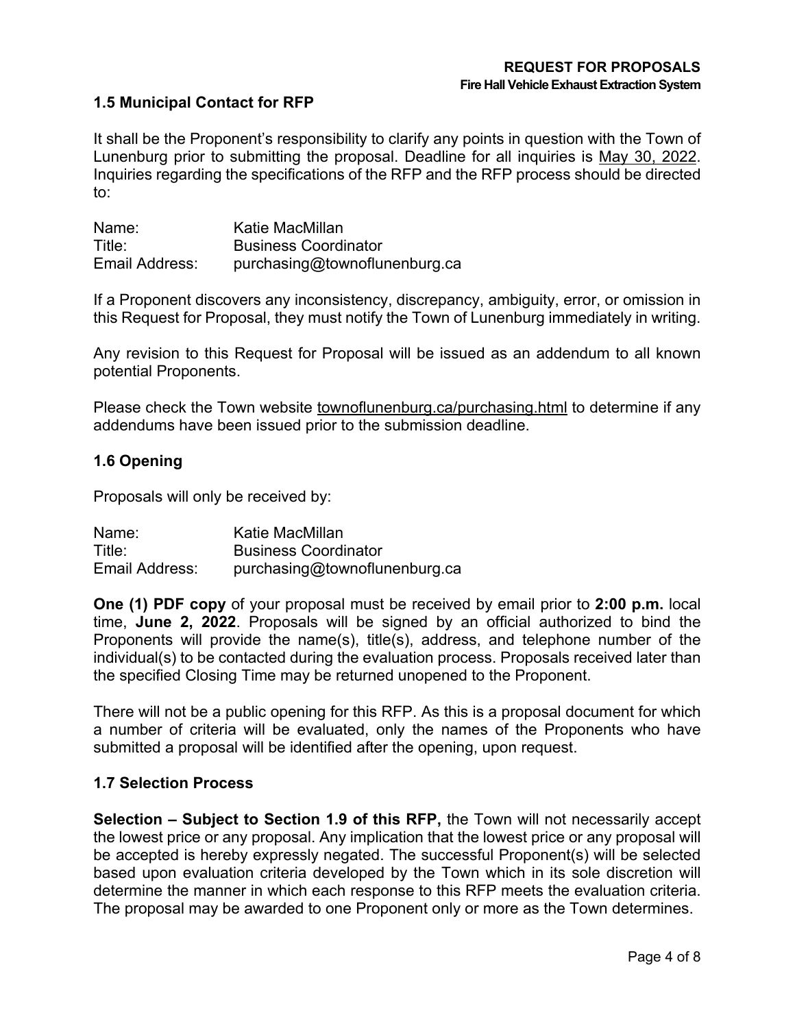### 1.5 Municipal Contact for RFP

It shall be the Proponent's responsibility to clarify any points in question with the Town of Lunenburg prior to submitting the proposal. Deadline for all inquiries is May 30, 2022. Inquiries regarding the specifications of the RFP and the RFP process should be directed to:

Name: Katie MacMillan
Title: Business Coordinator
Email Address: purchasing@townoflunenburg.ca

If a Proponent discovers any inconsistency, discrepancy, ambiguity, error, or omission in this Request for Proposal, they must notify the Town of Lunenburg immediately in writing.

Any revision to this Request for Proposal will be issued as an addendum to all known potential Proponents.

Please check the Town website townoflunenburg.ca/purchasing.html to determine if any addendums have been issued prior to the submission deadline.

### 1.6 Opening

Proposals will only be received by:

Name: Katie MacMillan
Title: Business Coordinator
Email Address: purchasing@townoflunenburg.ca

**One (1) PDF copy** of your proposal must be received by email prior to **2:00 p.m.** local time, **June 2, 2022**. Proposals will be signed by an official authorized to bind the Proponents will provide the name(s), title(s), address, and telephone number of the individual(s) to be contacted during the evaluation process. Proposals received later than the specified Closing Time may be returned unopened to the Proponent.

There will not be a public opening for this RFP. As this is a proposal document for which a number of criteria will be evaluated, only the names of the Proponents who have submitted a proposal will be identified after the opening, upon request.

### 1.7 Selection Process

**Selection – Subject to Section 1.9 of this RFP,** the Town will not necessarily accept the lowest price or any proposal. Any implication that the lowest price or any proposal will be accepted is hereby expressly negated. The successful Proponent(s) will be selected based upon evaluation criteria developed by the Town which in its sole discretion will determine the manner in which each response to this RFP meets the evaluation criteria. The proposal may be awarded to one Proponent only or more as the Town determines.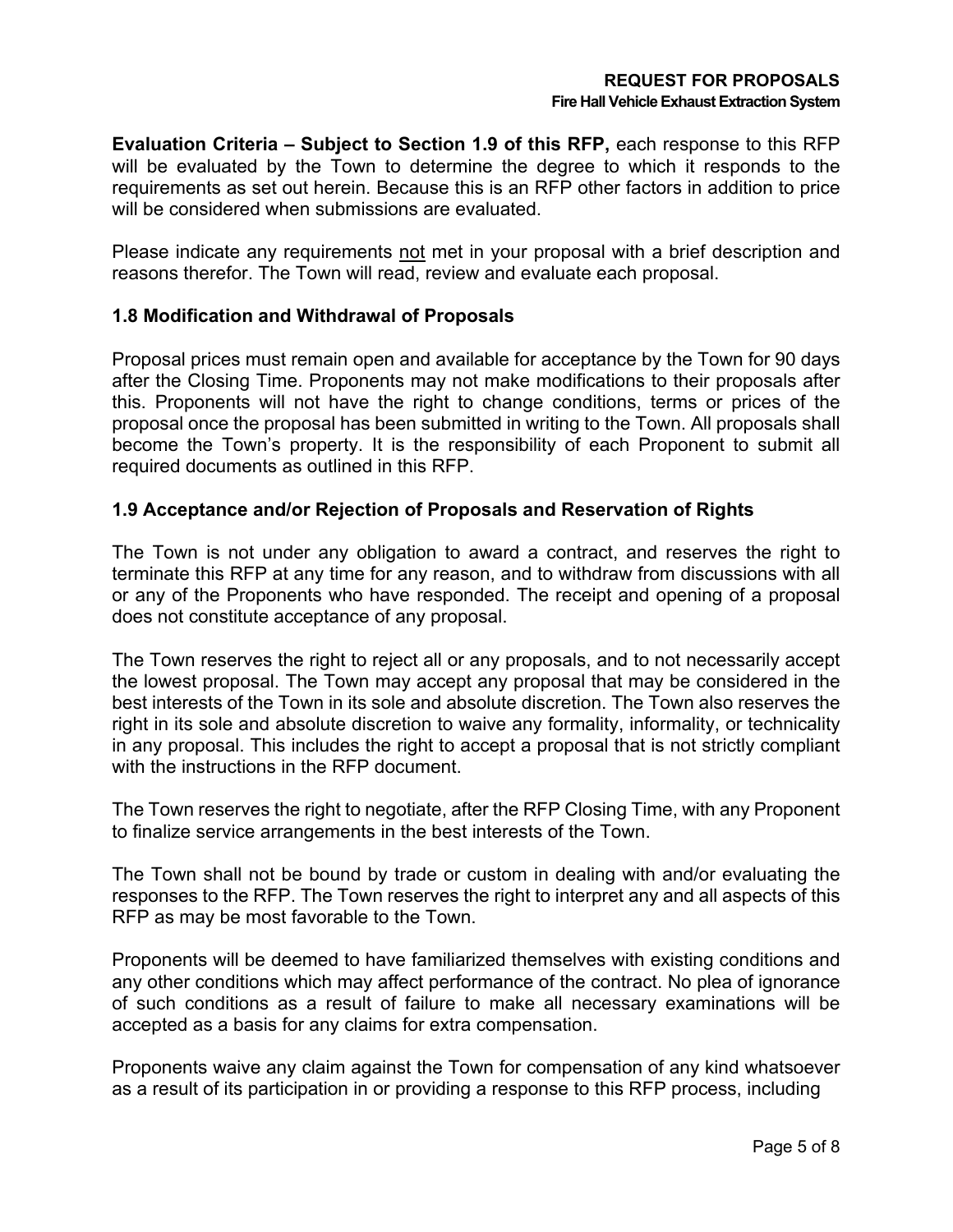**Evaluation Criteria – Subject to Section 1.9 of this RFP,** each response to this RFP will be evaluated by the Town to determine the degree to which it responds to the requirements as set out herein. Because this is an RFP other factors in addition to price will be considered when submissions are evaluated.

Please indicate any requirements not met in your proposal with a brief description and reasons therefor. The Town will read, review and evaluate each proposal.

### 1.8 Modification and Withdrawal of Proposals

Proposal prices must remain open and available for acceptance by the Town for 90 days after the Closing Time. Proponents may not make modifications to their proposals after this. Proponents will not have the right to change conditions, terms or prices of the proposal once the proposal has been submitted in writing to the Town. All proposals shall become the Town's property. It is the responsibility of each Proponent to submit all required documents as outlined in this RFP.

### 1.9 Acceptance and/or Rejection of Proposals and Reservation of Rights

The Town is not under any obligation to award a contract, and reserves the right to terminate this RFP at any time for any reason, and to withdraw from discussions with all or any of the Proponents who have responded. The receipt and opening of a proposal does not constitute acceptance of any proposal.

The Town reserves the right to reject all or any proposals, and to not necessarily accept the lowest proposal. The Town may accept any proposal that may be considered in the best interests of the Town in its sole and absolute discretion. The Town also reserves the right in its sole and absolute discretion to waive any formality, informality, or technicality in any proposal. This includes the right to accept a proposal that is not strictly compliant with the instructions in the RFP document.

The Town reserves the right to negotiate, after the RFP Closing Time, with any Proponent to finalize service arrangements in the best interests of the Town.

The Town shall not be bound by trade or custom in dealing with and/or evaluating the responses to the RFP. The Town reserves the right to interpret any and all aspects of this RFP as may be most favorable to the Town.

Proponents will be deemed to have familiarized themselves with existing conditions and any other conditions which may affect performance of the contract. No plea of ignorance of such conditions as a result of failure to make all necessary examinations will be accepted as a basis for any claims for extra compensation.

Proponents waive any claim against the Town for compensation of any kind whatsoever as a result of its participation in or providing a response to this RFP process, including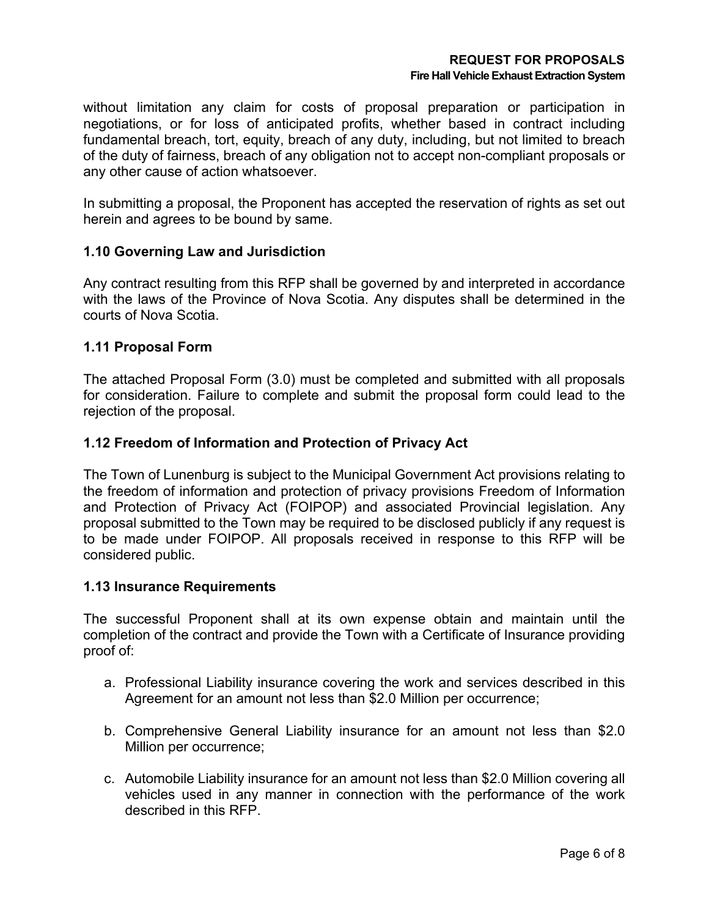without limitation any claim for costs of proposal preparation or participation in negotiations, or for loss of anticipated profits, whether based in contract including fundamental breach, tort, equity, breach of any duty, including, but not limited to breach of the duty of fairness, breach of any obligation not to accept non-compliant proposals or any other cause of action whatsoever.

In submitting a proposal, the Proponent has accepted the reservation of rights as set out herein and agrees to be bound by same.

### 1.10 Governing Law and Jurisdiction

Any contract resulting from this RFP shall be governed by and interpreted in accordance with the laws of the Province of Nova Scotia. Any disputes shall be determined in the courts of Nova Scotia.

### 1.11 Proposal Form

The attached Proposal Form (3.0) must be completed and submitted with all proposals for consideration. Failure to complete and submit the proposal form could lead to the rejection of the proposal.

### 1.12 Freedom of Information and Protection of Privacy Act

The Town of Lunenburg is subject to the Municipal Government Act provisions relating to the freedom of information and protection of privacy provisions Freedom of Information and Protection of Privacy Act (FOIPOP) and associated Provincial legislation. Any proposal submitted to the Town may be required to be disclosed publicly if any request is to be made under FOIPOP. All proposals received in response to this RFP will be considered public.

### 1.13 Insurance Requirements

The successful Proponent shall at its own expense obtain and maintain until the completion of the contract and provide the Town with a Certificate of Insurance providing proof of:

a. Professional Liability insurance covering the work and services described in this Agreement for an amount not less than $2.0 Million per occurrence;

b. Comprehensive General Liability insurance for an amount not less than $2.0 Million per occurrence;

c. Automobile Liability insurance for an amount not less than $2.0 Million covering all vehicles used in any manner in connection with the performance of the work described in this RFP.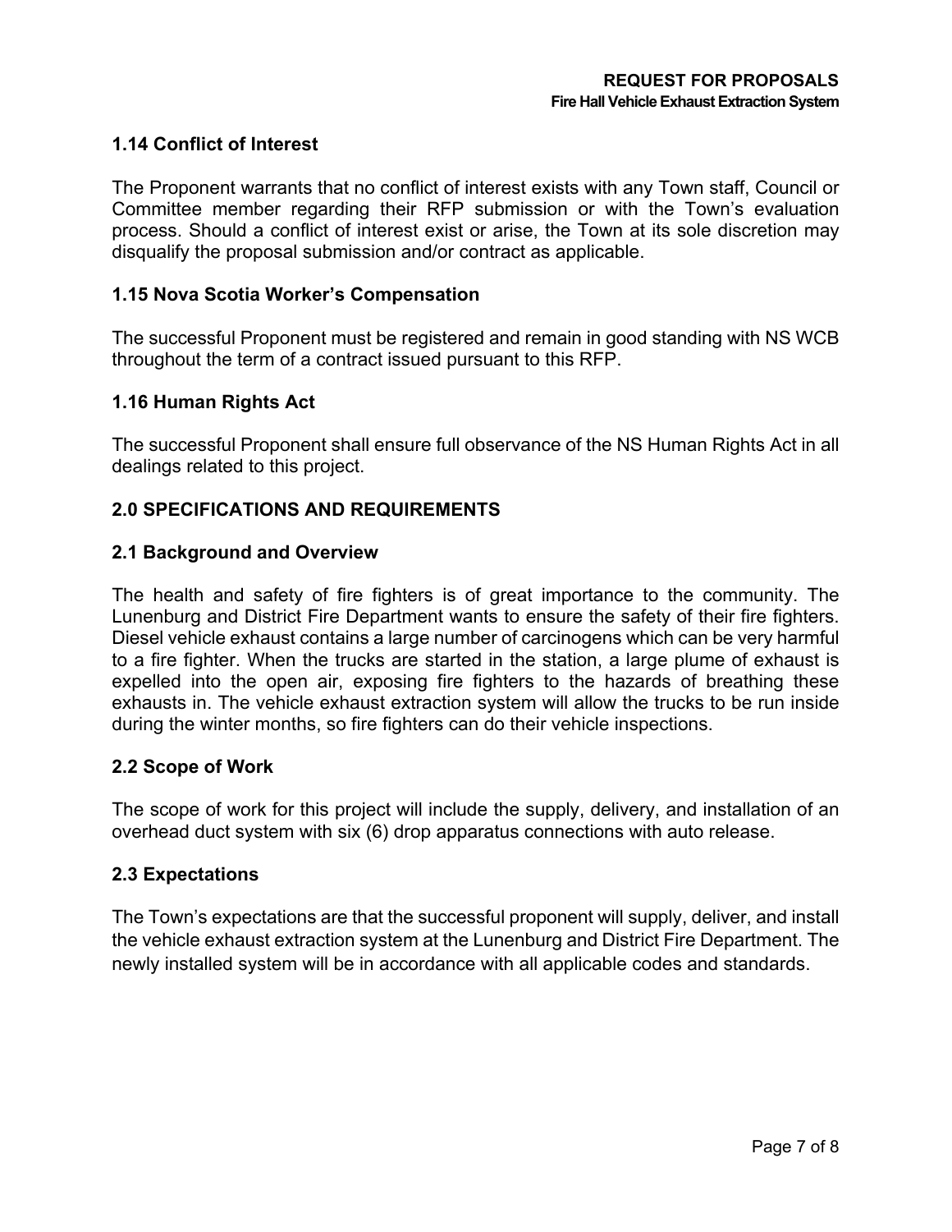### 1.14 Conflict of Interest

The Proponent warrants that no conflict of interest exists with any Town staff, Council or Committee member regarding their RFP submission or with the Town's evaluation process. Should a conflict of interest exist or arise, the Town at its sole discretion may disqualify the proposal submission and/or contract as applicable.

### 1.15 Nova Scotia Worker's Compensation

The successful Proponent must be registered and remain in good standing with NS WCB throughout the term of a contract issued pursuant to this RFP.

### 1.16 Human Rights Act

The successful Proponent shall ensure full observance of the NS Human Rights Act in all dealings related to this project.

## 2.0 SPECIFICATIONS AND REQUIREMENTS

### 2.1 Background and Overview

The health and safety of fire fighters is of great importance to the community. The Lunenburg and District Fire Department wants to ensure the safety of their fire fighters. Diesel vehicle exhaust contains a large number of carcinogens which can be very harmful to a fire fighter. When the trucks are started in the station, a large plume of exhaust is expelled into the open air, exposing fire fighters to the hazards of breathing these exhausts in. The vehicle exhaust extraction system will allow the trucks to be run inside during the winter months, so fire fighters can do their vehicle inspections.

### 2.2 Scope of Work

The scope of work for this project will include the supply, delivery, and installation of an overhead duct system with six (6) drop apparatus connections with auto release.

### 2.3 Expectations

The Town's expectations are that the successful proponent will supply, deliver, and install the vehicle exhaust extraction system at the Lunenburg and District Fire Department. The newly installed system will be in accordance with all applicable codes and standards.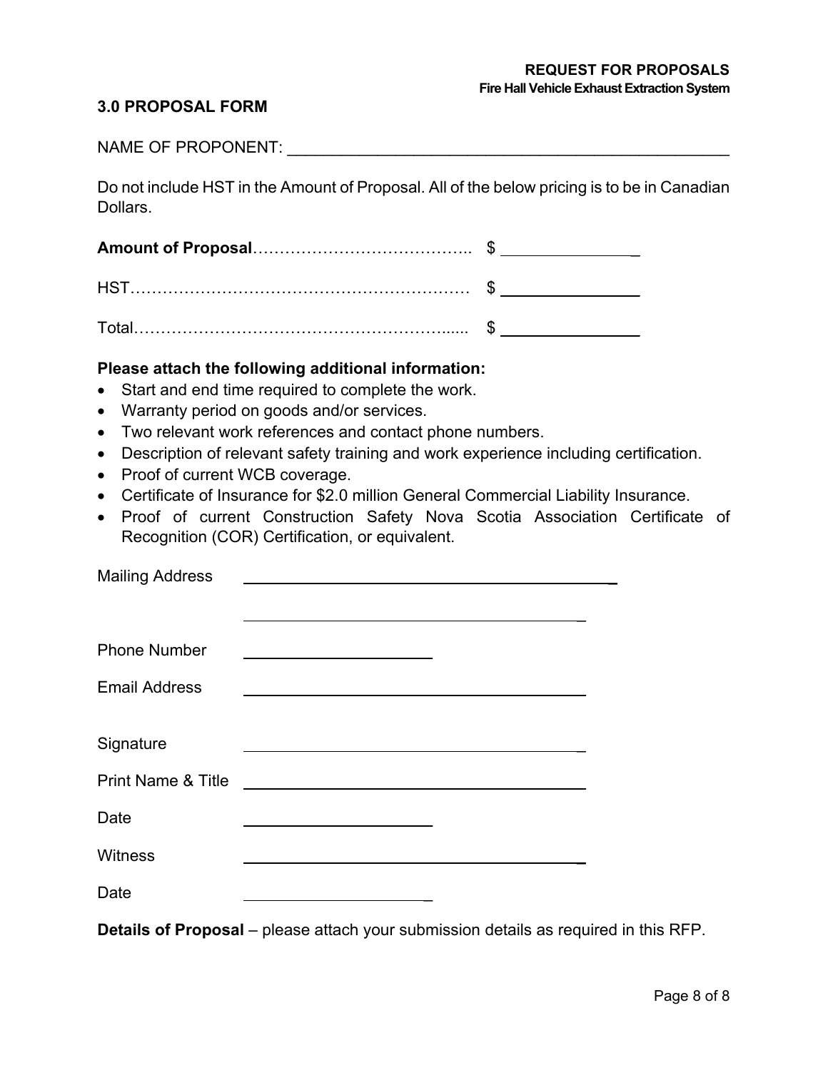## 3.0 PROPOSAL FORM

NAME OF PROPONENT: ___________________________________________________

Do not include HST in the Amount of Proposal. All of the below pricing is to be in Canadian Dollars.

**Amount of Proposal**………………………………….. $ ________________

HST……………………………………………………… $ ________________

Total…………………………………………………..... $ ________________

**Please attach the following additional information:**

- Start and end time required to complete the work.
- Warranty period on goods and/or services.
- Two relevant work references and contact phone numbers.
- Description of relevant safety training and work experience including certification.
- Proof of current WCB coverage.
- Certificate of Insurance for $2.0 million General Commercial Liability Insurance.
- Proof of current Construction Safety Nova Scotia Association Certificate of Recognition (COR) Certification, or equivalent.

Mailing Address ____________________________________________

____________________________________________

Phone Number ______________________

Email Address ____________________________________________

Signature ____________________________________________

Print Name & Title ____________________________________________

Date ______________________

Witness ____________________________________________

Date ______________________

**Details of Proposal** – please attach your submission details as required in this RFP.